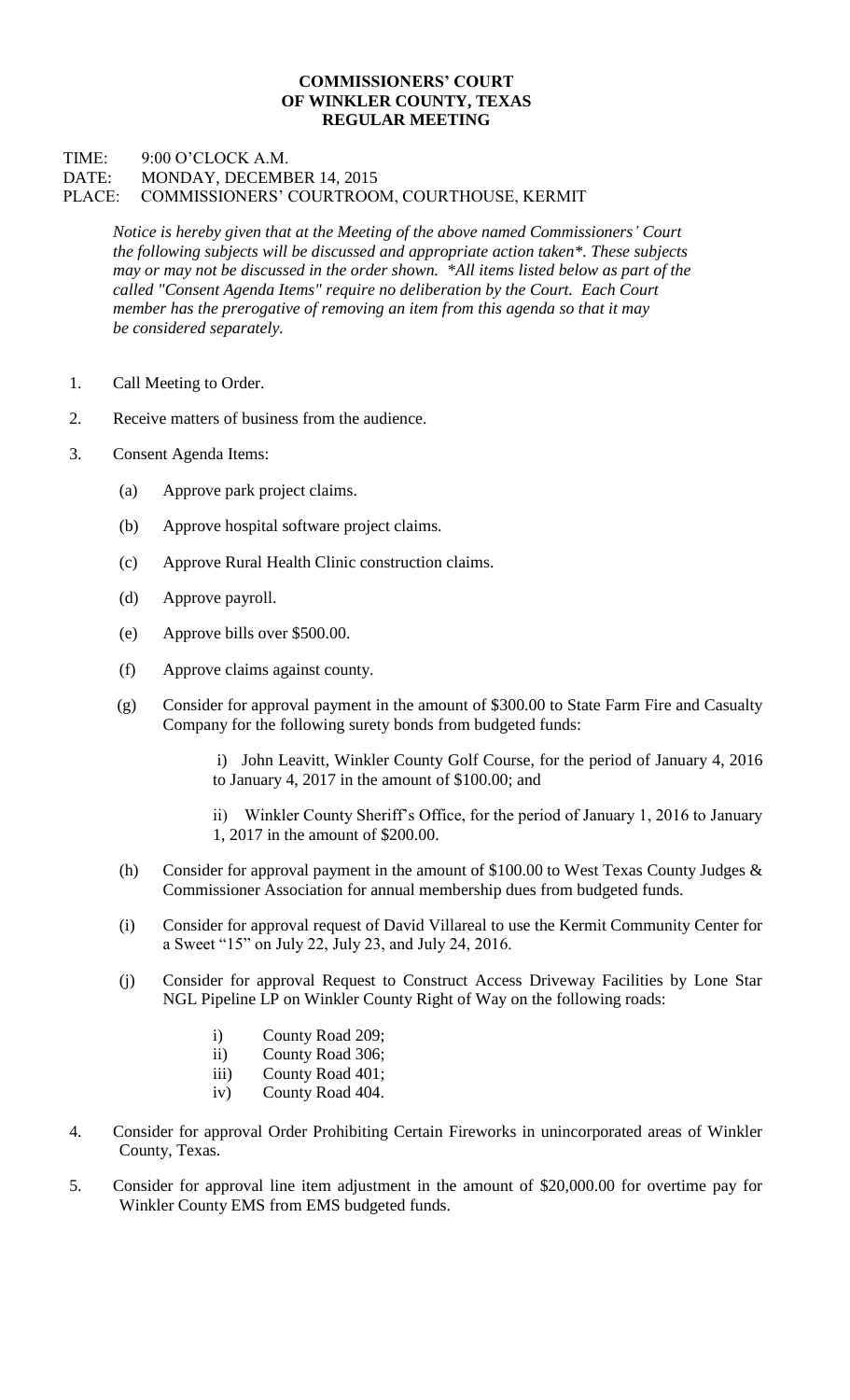**COMMISSIONERS' COURT**
**OF WINKLER COUNTY, TEXAS**
**REGULAR MEETING**

TIME: 9:00 O'CLOCK A.M.
DATE: MONDAY, DECEMBER 14, 2015
PLACE: COMMISSIONERS' COURTROOM, COURTHOUSE, KERMIT

*Notice is hereby given that at the Meeting of the above named Commissioners' Court the following subjects will be discussed and appropriate action taken\*. These subjects may or may not be discussed in the order shown. \*All items listed below as part of the called "Consent Agenda Items" require no deliberation by the Court. Each Court member has the prerogative of removing an item from this agenda so that it may be considered separately.*

1. Call Meeting to Order.

2. Receive matters of business from the audience.

3. Consent Agenda Items:

   (a) Approve park project claims.

   (b) Approve hospital software project claims.

   (c) Approve Rural Health Clinic construction claims.

   (d) Approve payroll.

   (e) Approve bills over $500.00.

   (f) Approve claims against county.

   (g) Consider for approval payment in the amount of $300.00 to State Farm Fire and Casualty Company for the following surety bonds from budgeted funds:

      i) John Leavitt, Winkler County Golf Course, for the period of January 4, 2016 to January 4, 2017 in the amount of $100.00; and

      ii) Winkler County Sheriff's Office, for the period of January 1, 2016 to January 1, 2017 in the amount of $200.00.

   (h) Consider for approval payment in the amount of $100.00 to West Texas County Judges & Commissioner Association for annual membership dues from budgeted funds.

   (i) Consider for approval request of David Villareal to use the Kermit Community Center for a Sweet "15" on July 22, July 23, and July 24, 2016.

   (j) Consider for approval Request to Construct Access Driveway Facilities by Lone Star NGL Pipeline LP on Winkler County Right of Way on the following roads:

      i) County Road 209;
      ii) County Road 306;
      iii) County Road 401;
      iv) County Road 404.

4. Consider for approval Order Prohibiting Certain Fireworks in unincorporated areas of Winkler County, Texas.

5. Consider for approval line item adjustment in the amount of $20,000.00 for overtime pay for Winkler County EMS from EMS budgeted funds.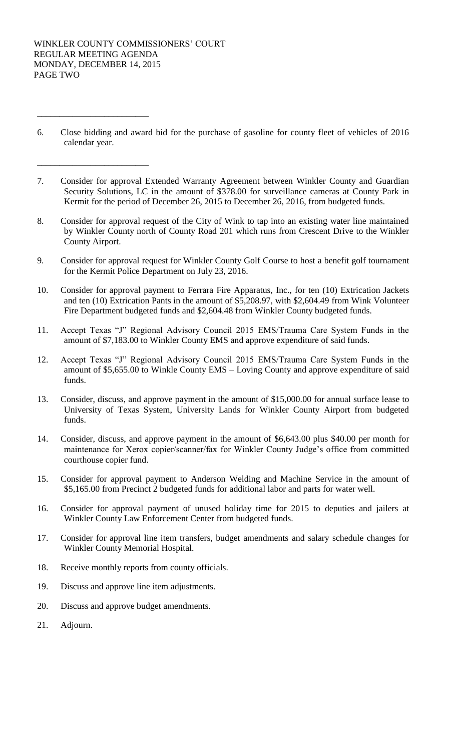WINKLER COUNTY COMMISSIONERS' COURT
REGULAR MEETING AGENDA
MONDAY, DECEMBER 14, 2015
PAGE TWO

\_\_\_\_\_\_\_\_\_\_\_\_\_\_\_\_\_\_\_\_\_\_\_\_\_\_

6. Close bidding and award bid for the purchase of gasoline for county fleet of vehicles of 2016 calendar year.

\_\_\_\_\_\_\_\_\_\_\_\_\_\_\_\_\_\_\_\_\_\_\_\_\_\_

7. Consider for approval Extended Warranty Agreement between Winkler County and Guardian Security Solutions, LC in the amount of $378.00 for surveillance cameras at County Park in Kermit for the period of December 26, 2015 to December 26, 2016, from budgeted funds.

8. Consider for approval request of the City of Wink to tap into an existing water line maintained by Winkler County north of County Road 201 which runs from Crescent Drive to the Winkler County Airport.

9. Consider for approval request for Winkler County Golf Course to host a benefit golf tournament for the Kermit Police Department on July 23, 2016.

10. Consider for approval payment to Ferrara Fire Apparatus, Inc., for ten (10) Extrication Jackets and ten (10) Extrication Pants in the amount of $5,208.97, with $2,604.49 from Wink Volunteer Fire Department budgeted funds and $2,604.48 from Winkler County budgeted funds.

11. Accept Texas "J" Regional Advisory Council 2015 EMS/Trauma Care System Funds in the amount of $7,183.00 to Winkler County EMS and approve expenditure of said funds.

12. Accept Texas "J" Regional Advisory Council 2015 EMS/Trauma Care System Funds in the amount of $5,655.00 to Winkle County EMS – Loving County and approve expenditure of said funds.

13. Consider, discuss, and approve payment in the amount of $15,000.00 for annual surface lease to University of Texas System, University Lands for Winkler County Airport from budgeted funds.

14. Consider, discuss, and approve payment in the amount of $6,643.00 plus $40.00 per month for maintenance for Xerox copier/scanner/fax for Winkler County Judge's office from committed courthouse copier fund.

15. Consider for approval payment to Anderson Welding and Machine Service in the amount of $5,165.00 from Precinct 2 budgeted funds for additional labor and parts for water well.

16. Consider for approval payment of unused holiday time for 2015 to deputies and jailers at Winkler County Law Enforcement Center from budgeted funds.

17. Consider for approval line item transfers, budget amendments and salary schedule changes for Winkler County Memorial Hospital.

18. Receive monthly reports from county officials.

19. Discuss and approve line item adjustments.

20. Discuss and approve budget amendments.

21. Adjourn.